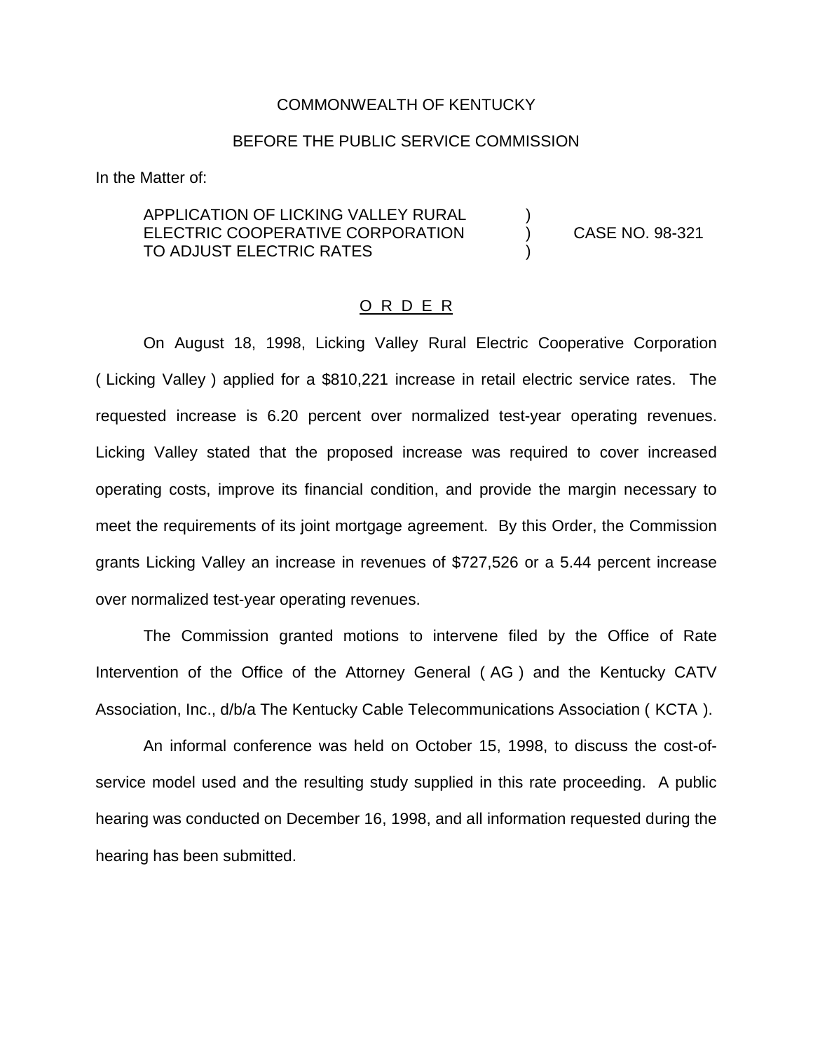COMMONWEALTH OF KENTUCKY

BEFORE THE PUBLIC SERVICE COMMISSION

In the Matter of:

| | | |
|---|---|---|
| APPLICATION OF LICKING VALLEY RURAL ELECTRIC COOPERATIVE CORPORATION TO ADJUST ELECTRIC RATES | ) ) ) | CASE NO. 98-321 |

# O R D E R

On August 18, 1998, Licking Valley Rural Electric Cooperative Corporation ( Licking Valley ) applied for a $810,221 increase in retail electric service rates. The requested increase is 6.20 percent over normalized test-year operating revenues. Licking Valley stated that the proposed increase was required to cover increased operating costs, improve its financial condition, and provide the margin necessary to meet the requirements of its joint mortgage agreement. By this Order, the Commission grants Licking Valley an increase in revenues of $727,526 or a 5.44 percent increase over normalized test-year operating revenues.

The Commission granted motions to intervene filed by the Office of Rate Intervention of the Office of the Attorney General ( AG ) and the Kentucky CATV Association, Inc., d/b/a The Kentucky Cable Telecommunications Association ( KCTA ).

An informal conference was held on October 15, 1998, to discuss the cost-of-service model used and the resulting study supplied in this rate proceeding. A public hearing was conducted on December 16, 1998, and all information requested during the hearing has been submitted.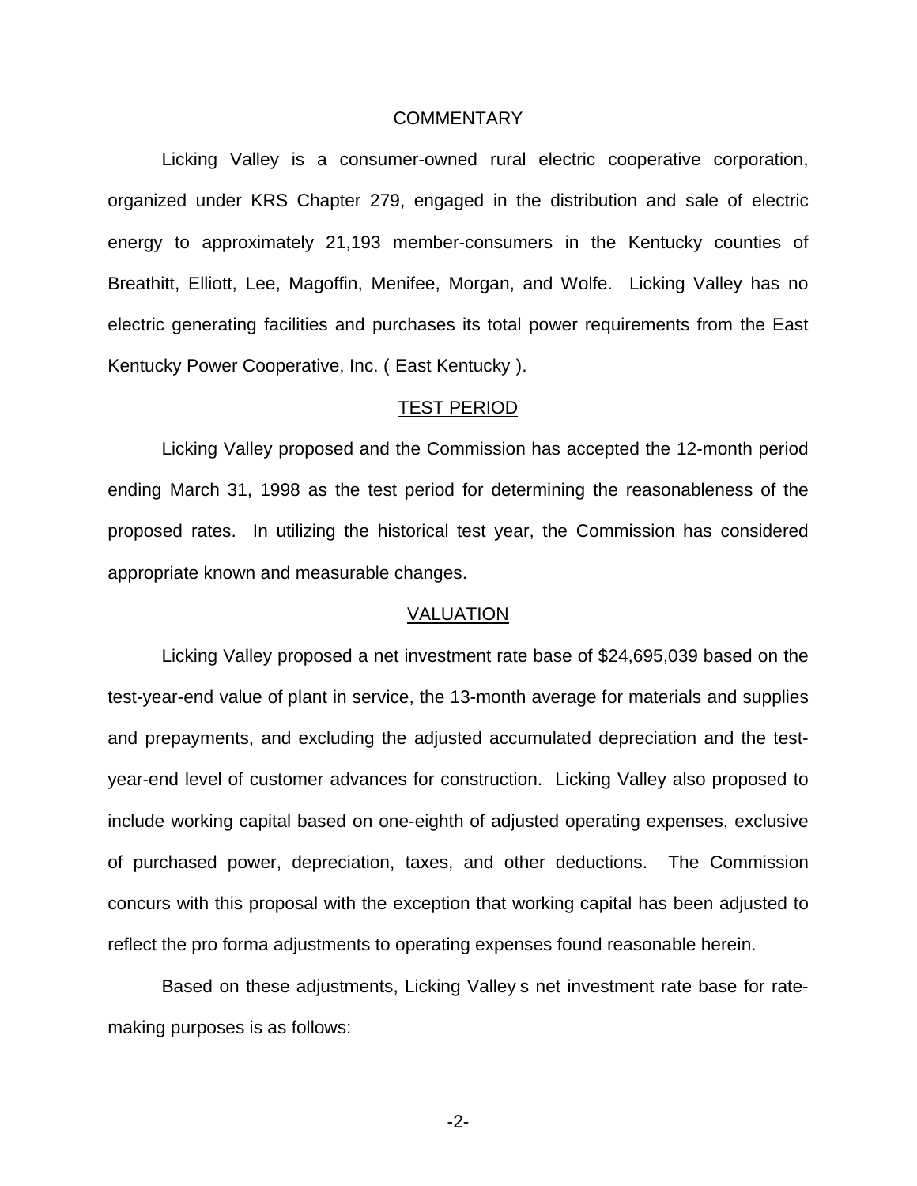## COMMENTARY

Licking Valley is a consumer-owned rural electric cooperative corporation, organized under KRS Chapter 279, engaged in the distribution and sale of electric energy to approximately 21,193 member-consumers in the Kentucky counties of Breathitt, Elliott, Lee, Magoffin, Menifee, Morgan, and Wolfe. Licking Valley has no electric generating facilities and purchases its total power requirements from the East Kentucky Power Cooperative, Inc. ( East Kentucky ).

## TEST PERIOD

Licking Valley proposed and the Commission has accepted the 12-month period ending March 31, 1998 as the test period for determining the reasonableness of the proposed rates. In utilizing the historical test year, the Commission has considered appropriate known and measurable changes.

## VALUATION

Licking Valley proposed a net investment rate base of $24,695,039 based on the test-year-end value of plant in service, the 13-month average for materials and supplies and prepayments, and excluding the adjusted accumulated depreciation and the test-year-end level of customer advances for construction. Licking Valley also proposed to include working capital based on one-eighth of adjusted operating expenses, exclusive of purchased power, depreciation, taxes, and other deductions. The Commission concurs with this proposal with the exception that working capital has been adjusted to reflect the pro forma adjustments to operating expenses found reasonable herein.

Based on these adjustments, Licking Valley s net investment rate base for rate-making purposes is as follows: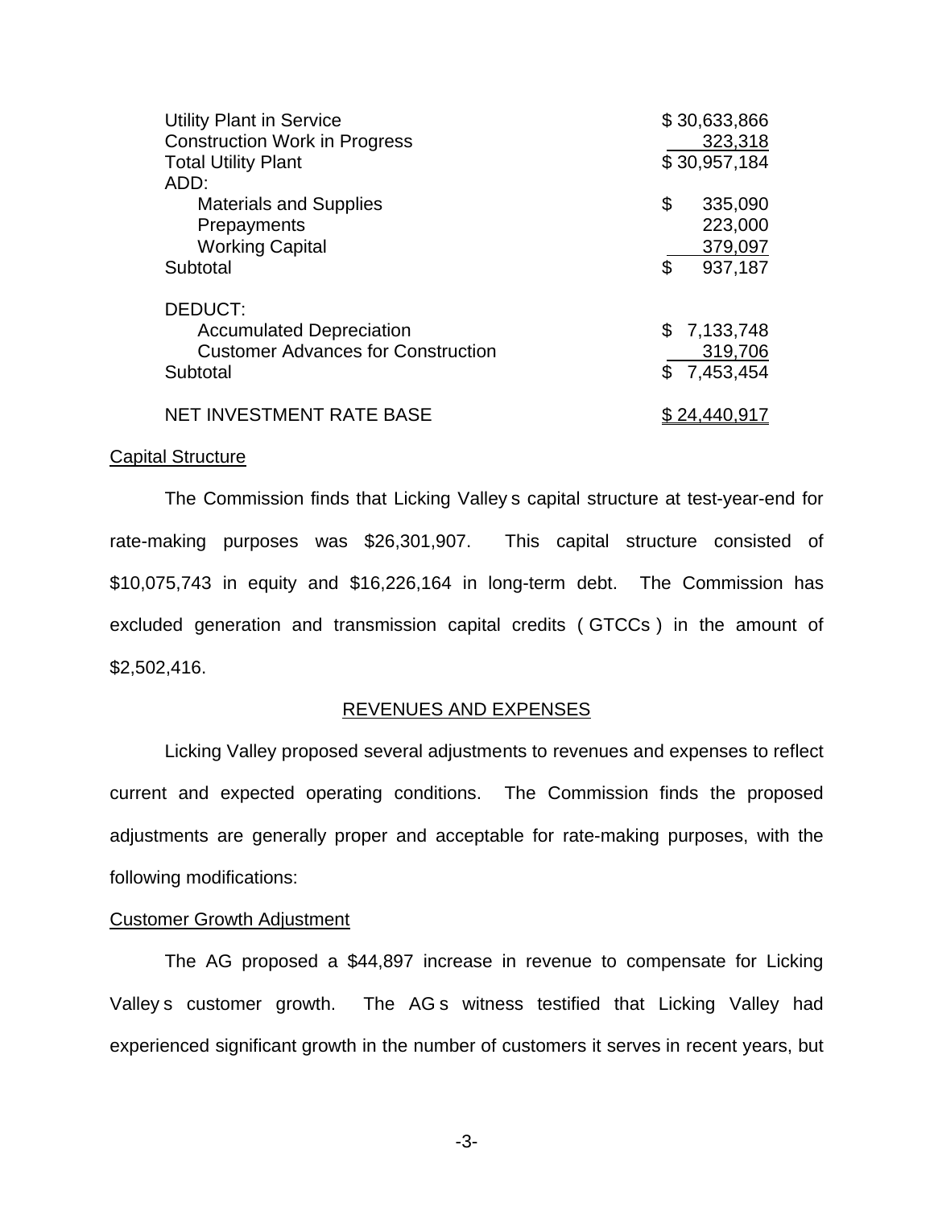| | |
|---|---|
| Utility Plant in Service | \$ 30,633,866 |
| Construction Work in Progress | 323,318 |
| Total Utility Plant | \$ 30,957,184 |
| ADD: | |
| Materials and Supplies | \$ 335,090 |
| Prepayments | 223,000 |
| Working Capital | 379,097 |
| Subtotal | \$ 937,187 |
| DEDUCT: | |
| Accumulated Depreciation | \$ 7,133,748 |
| Customer Advances for Construction | 319,706 |
| Subtotal | \$ 7,453,454 |
| NET INVESTMENT RATE BASE | \$ 24,440,917 |

Capital Structure

The Commission finds that Licking Valley s capital structure at test-year-end for rate-making purposes was \$26,301,907. This capital structure consisted of \$10,075,743 in equity and \$16,226,164 in long-term debt. The Commission has excluded generation and transmission capital credits ( GTCCs ) in the amount of \$2,502,416.

## REVENUES AND EXPENSES

Licking Valley proposed several adjustments to revenues and expenses to reflect current and expected operating conditions. The Commission finds the proposed adjustments are generally proper and acceptable for rate-making purposes, with the following modifications:

Customer Growth Adjustment

The AG proposed a \$44,897 increase in revenue to compensate for Licking Valley s customer growth. The AG s witness testified that Licking Valley had experienced significant growth in the number of customers it serves in recent years, but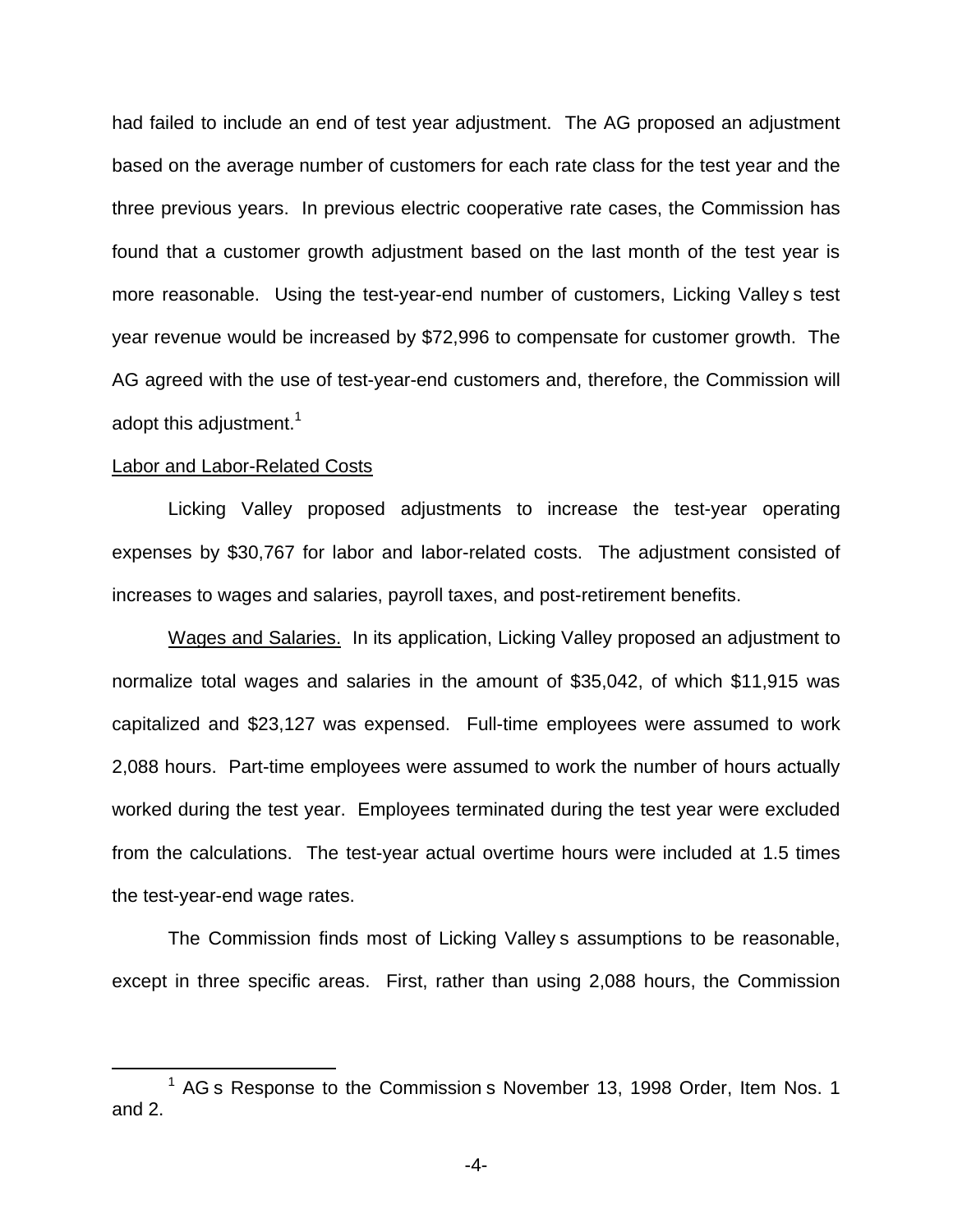had failed to include an end of test year adjustment. The AG proposed an adjustment based on the average number of customers for each rate class for the test year and the three previous years. In previous electric cooperative rate cases, the Commission has found that a customer growth adjustment based on the last month of the test year is more reasonable. Using the test-year-end number of customers, Licking Valley s test year revenue would be increased by $72,996 to compensate for customer growth. The AG agreed with the use of test-year-end customers and, therefore, the Commission will adopt this adjustment.[1]

Labor and Labor-Related Costs

Licking Valley proposed adjustments to increase the test-year operating expenses by $30,767 for labor and labor-related costs. The adjustment consisted of increases to wages and salaries, payroll taxes, and post-retirement benefits.

Wages and Salaries. In its application, Licking Valley proposed an adjustment to normalize total wages and salaries in the amount of $35,042, of which $11,915 was capitalized and $23,127 was expensed. Full-time employees were assumed to work 2,088 hours. Part-time employees were assumed to work the number of hours actually worked during the test year. Employees terminated during the test year were excluded from the calculations. The test-year actual overtime hours were included at 1.5 times the test-year-end wage rates.

The Commission finds most of Licking Valley s assumptions to be reasonable, except in three specific areas. First, rather than using 2,088 hours, the Commission

[1] AG s Response to the Commission s November 13, 1998 Order, Item Nos. 1 and 2.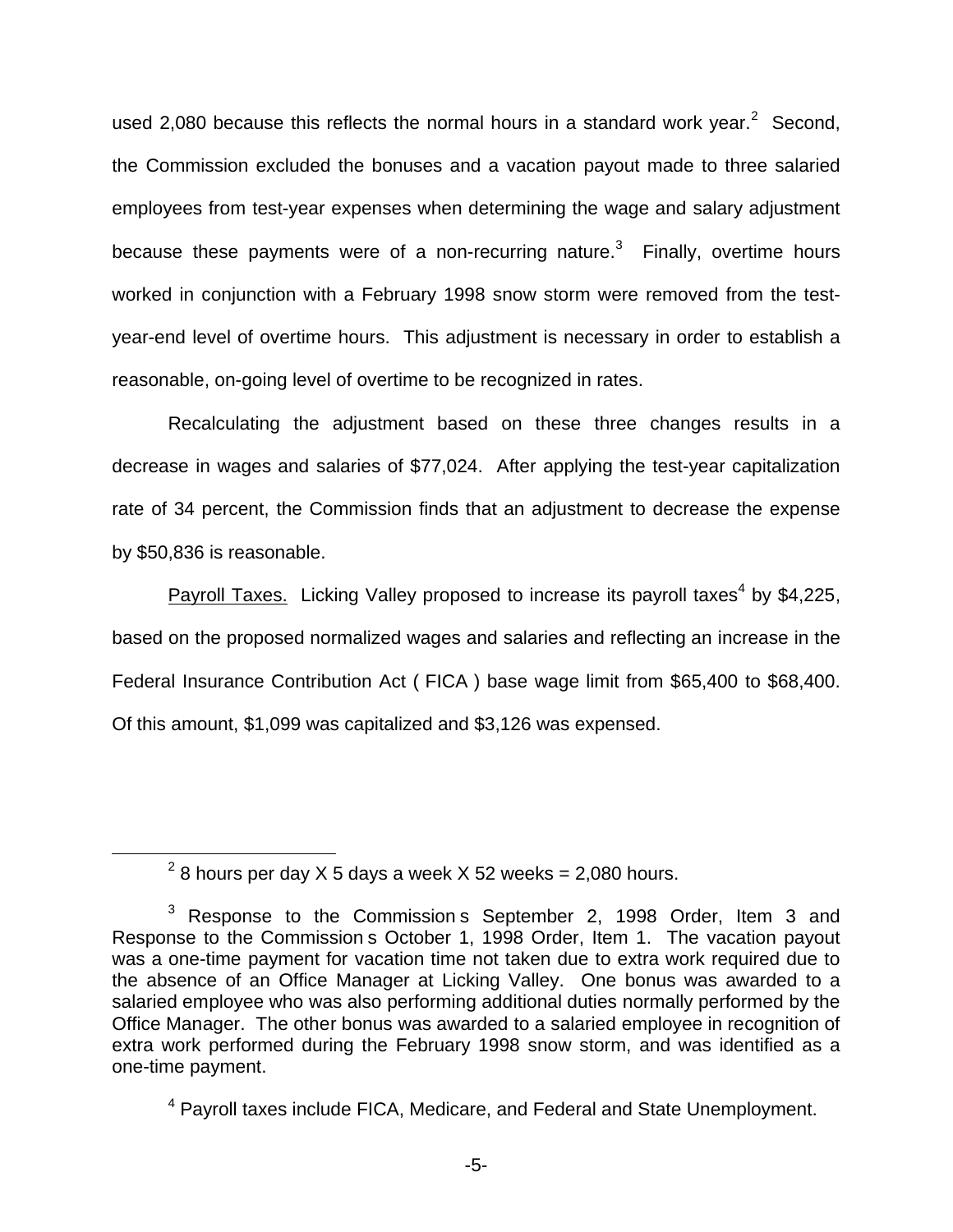used 2,080 because this reflects the normal hours in a standard work year.[2] Second, the Commission excluded the bonuses and a vacation payout made to three salaried employees from test-year expenses when determining the wage and salary adjustment because these payments were of a non-recurring nature.[3] Finally, overtime hours worked in conjunction with a February 1998 snow storm were removed from the test-year-end level of overtime hours. This adjustment is necessary in order to establish a reasonable, on-going level of overtime to be recognized in rates.

Recalculating the adjustment based on these three changes results in a decrease in wages and salaries of $77,024. After applying the test-year capitalization rate of 34 percent, the Commission finds that an adjustment to decrease the expense by $50,836 is reasonable.

Payroll Taxes. Licking Valley proposed to increase its payroll taxes[4] by $4,225, based on the proposed normalized wages and salaries and reflecting an increase in the Federal Insurance Contribution Act ( FICA ) base wage limit from $65,400 to $68,400. Of this amount, $1,099 was capitalized and $3,126 was expensed.

---

[2] 8 hours per day X 5 days a week X 52 weeks = 2,080 hours.

[3] Response to the Commission s September 2, 1998 Order, Item 3 and Response to the Commission s October 1, 1998 Order, Item 1. The vacation payout was a one-time payment for vacation time not taken due to extra work required due to the absence of an Office Manager at Licking Valley. One bonus was awarded to a salaried employee who was also performing additional duties normally performed by the Office Manager. The other bonus was awarded to a salaried employee in recognition of extra work performed during the February 1998 snow storm, and was identified as a one-time payment.

[4] Payroll taxes include FICA, Medicare, and Federal and State Unemployment.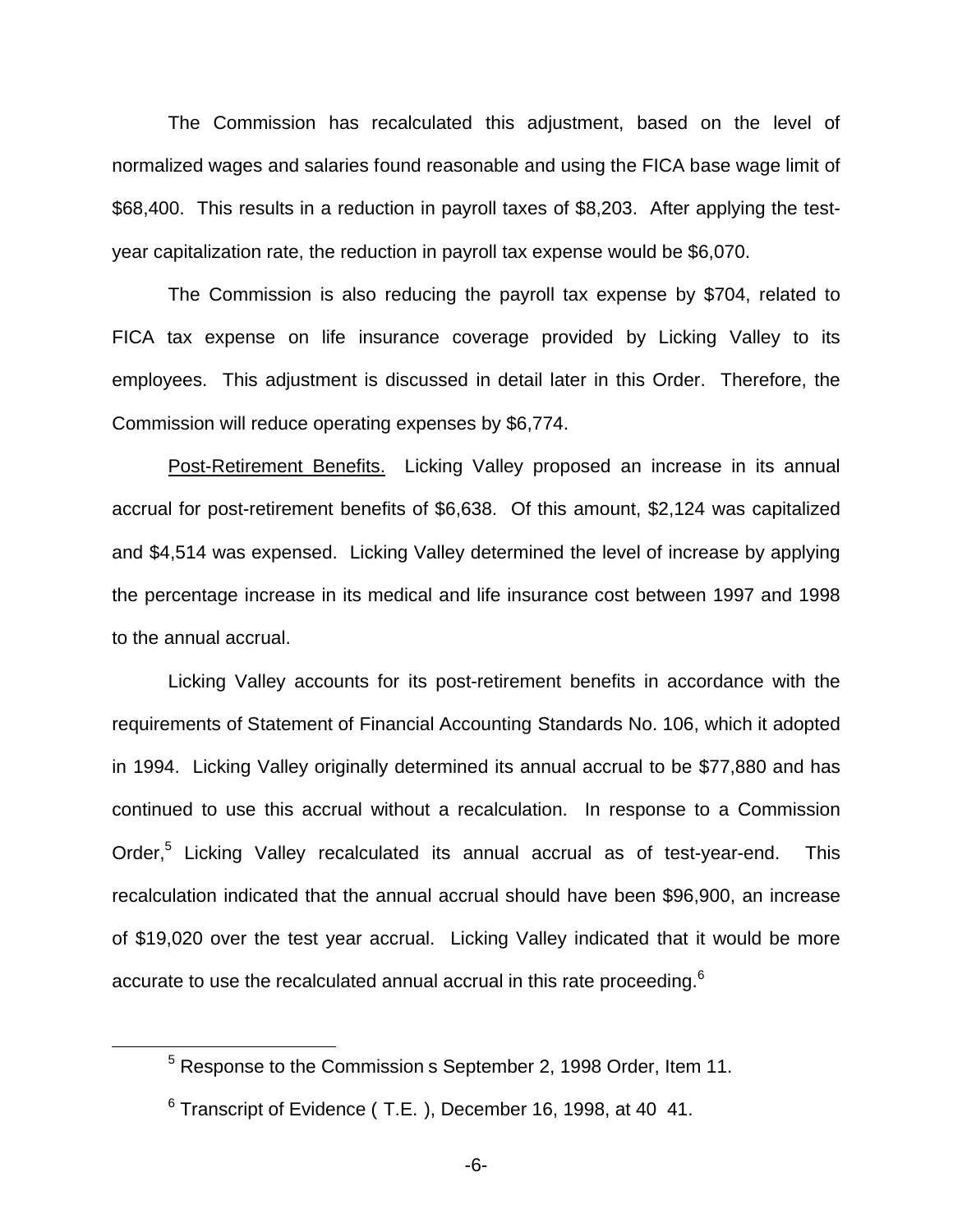The Commission has recalculated this adjustment, based on the level of normalized wages and salaries found reasonable and using the FICA base wage limit of $68,400. This results in a reduction in payroll taxes of $8,203. After applying the test-year capitalization rate, the reduction in payroll tax expense would be $6,070.

The Commission is also reducing the payroll tax expense by $704, related to FICA tax expense on life insurance coverage provided by Licking Valley to its employees. This adjustment is discussed in detail later in this Order. Therefore, the Commission will reduce operating expenses by $6,774.

Post-Retirement Benefits. Licking Valley proposed an increase in its annual accrual for post-retirement benefits of $6,638. Of this amount, $2,124 was capitalized and $4,514 was expensed. Licking Valley determined the level of increase by applying the percentage increase in its medical and life insurance cost between 1997 and 1998 to the annual accrual.

Licking Valley accounts for its post-retirement benefits in accordance with the requirements of Statement of Financial Accounting Standards No. 106, which it adopted in 1994. Licking Valley originally determined its annual accrual to be $77,880 and has continued to use this accrual without a recalculation. In response to a Commission Order,[5] Licking Valley recalculated its annual accrual as of test-year-end. This recalculation indicated that the annual accrual should have been $96,900, an increase of $19,020 over the test year accrual. Licking Valley indicated that it would be more accurate to use the recalculated annual accrual in this rate proceeding.[6]

---

[5] Response to the Commission s September 2, 1998 Order, Item 11.

[6] Transcript of Evidence ( T.E. ), December 16, 1998, at 40 41.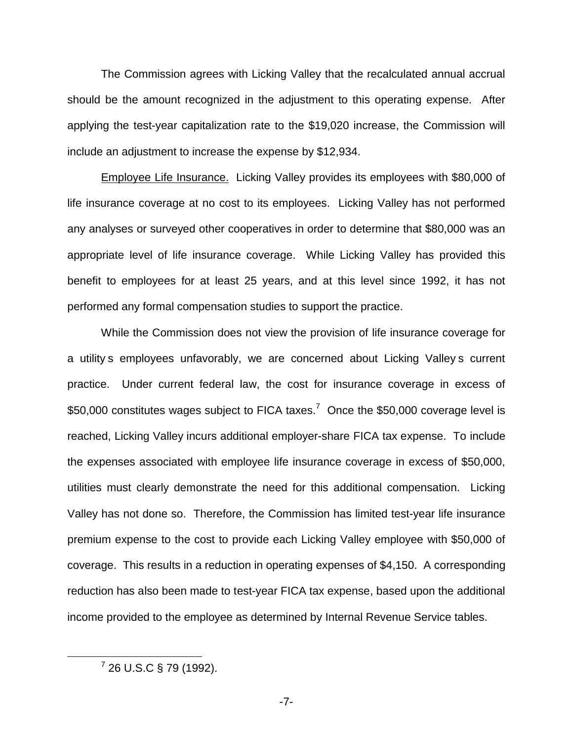The Commission agrees with Licking Valley that the recalculated annual accrual should be the amount recognized in the adjustment to this operating expense. After applying the test-year capitalization rate to the $19,020 increase, the Commission will include an adjustment to increase the expense by $12,934.

Employee Life Insurance. Licking Valley provides its employees with $80,000 of life insurance coverage at no cost to its employees. Licking Valley has not performed any analyses or surveyed other cooperatives in order to determine that $80,000 was an appropriate level of life insurance coverage. While Licking Valley has provided this benefit to employees for at least 25 years, and at this level since 1992, it has not performed any formal compensation studies to support the practice.

While the Commission does not view the provision of life insurance coverage for a utility s employees unfavorably, we are concerned about Licking Valley s current practice. Under current federal law, the cost for insurance coverage in excess of $50,000 constitutes wages subject to FICA taxes.[7] Once the $50,000 coverage level is reached, Licking Valley incurs additional employer-share FICA tax expense. To include the expenses associated with employee life insurance coverage in excess of $50,000, utilities must clearly demonstrate the need for this additional compensation. Licking Valley has not done so. Therefore, the Commission has limited test-year life insurance premium expense to the cost to provide each Licking Valley employee with $50,000 of coverage. This results in a reduction in operating expenses of $4,150. A corresponding reduction has also been made to test-year FICA tax expense, based upon the additional income provided to the employee as determined by Internal Revenue Service tables.

[7] 26 U.S.C § 79 (1992).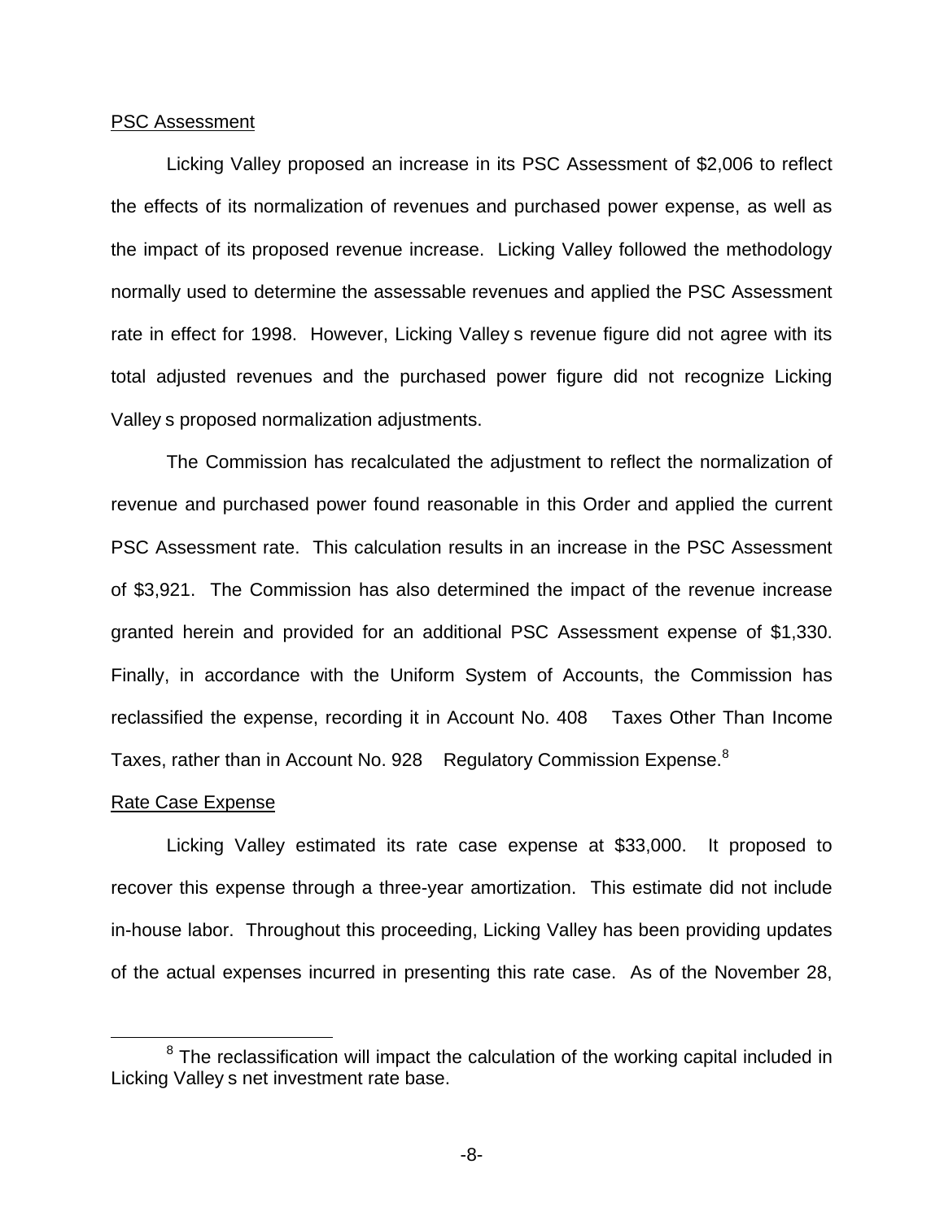<u>PSC Assessment</u>

Licking Valley proposed an increase in its PSC Assessment of $2,006 to reflect the effects of its normalization of revenues and purchased power expense, as well as the impact of its proposed revenue increase. Licking Valley followed the methodology normally used to determine the assessable revenues and applied the PSC Assessment rate in effect for 1998. However, Licking Valley s revenue figure did not agree with its total adjusted revenues and the purchased power figure did not recognize Licking Valley s proposed normalization adjustments.

The Commission has recalculated the adjustment to reflect the normalization of revenue and purchased power found reasonable in this Order and applied the current PSC Assessment rate. This calculation results in an increase in the PSC Assessment of $3,921. The Commission has also determined the impact of the revenue increase granted herein and provided for an additional PSC Assessment expense of $1,330. Finally, in accordance with the Uniform System of Accounts, the Commission has reclassified the expense, recording it in Account No. 408 Taxes Other Than Income Taxes, rather than in Account No. 928 Regulatory Commission Expense.[8]

<u>Rate Case Expense</u>

Licking Valley estimated its rate case expense at $33,000. It proposed to recover this expense through a three-year amortization. This estimate did not include in-house labor. Throughout this proceeding, Licking Valley has been providing updates of the actual expenses incurred in presenting this rate case. As of the November 28,

---

[8] The reclassification will impact the calculation of the working capital included in Licking Valley s net investment rate base.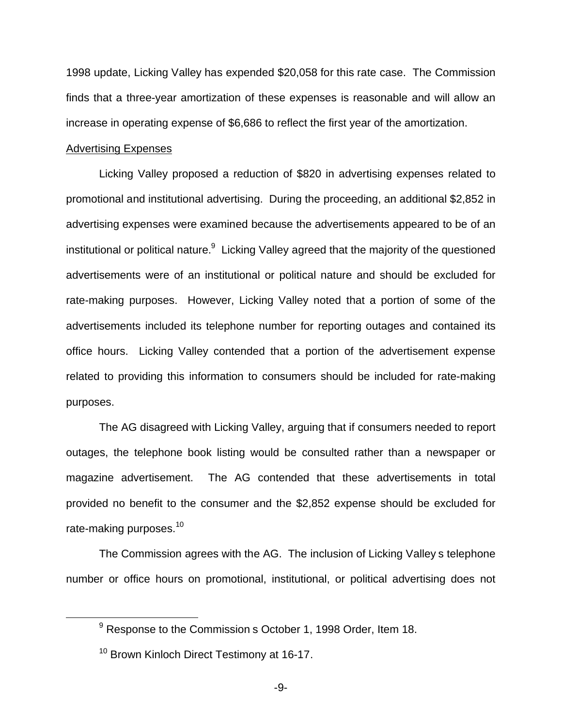1998 update, Licking Valley has expended $20,058 for this rate case. The Commission finds that a three-year amortization of these expenses is reasonable and will allow an increase in operating expense of $6,686 to reflect the first year of the amortization.

Advertising Expenses

Licking Valley proposed a reduction of $820 in advertising expenses related to promotional and institutional advertising. During the proceeding, an additional $2,852 in advertising expenses were examined because the advertisements appeared to be of an institutional or political nature.[9] Licking Valley agreed that the majority of the questioned advertisements were of an institutional or political nature and should be excluded for rate-making purposes. However, Licking Valley noted that a portion of some of the advertisements included its telephone number for reporting outages and contained its office hours. Licking Valley contended that a portion of the advertisement expense related to providing this information to consumers should be included for rate-making purposes.

The AG disagreed with Licking Valley, arguing that if consumers needed to report outages, the telephone book listing would be consulted rather than a newspaper or magazine advertisement. The AG contended that these advertisements in total provided no benefit to the consumer and the $2,852 expense should be excluded for rate-making purposes.[10]

The Commission agrees with the AG. The inclusion of Licking Valley s telephone number or office hours on promotional, institutional, or political advertising does not

[9] Response to the Commission s October 1, 1998 Order, Item 18.

[10] Brown Kinloch Direct Testimony at 16-17.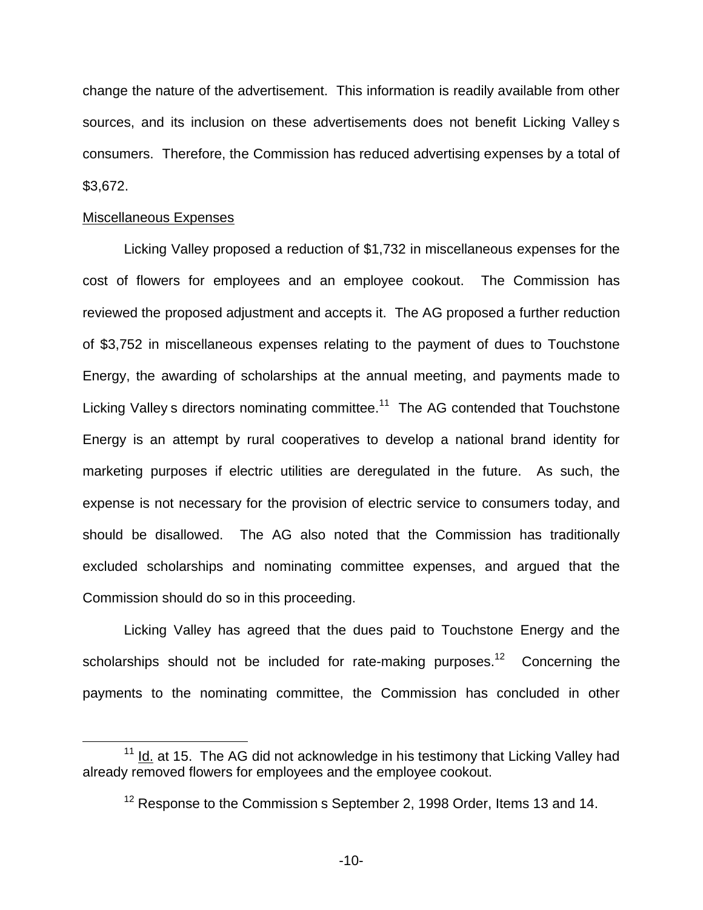change the nature of the advertisement. This information is readily available from other sources, and its inclusion on these advertisements does not benefit Licking Valley s consumers. Therefore, the Commission has reduced advertising expenses by a total of $3,672.

Miscellaneous Expenses

Licking Valley proposed a reduction of $1,732 in miscellaneous expenses for the cost of flowers for employees and an employee cookout. The Commission has reviewed the proposed adjustment and accepts it. The AG proposed a further reduction of $3,752 in miscellaneous expenses relating to the payment of dues to Touchstone Energy, the awarding of scholarships at the annual meeting, and payments made to Licking Valley s directors nominating committee.[11] The AG contended that Touchstone Energy is an attempt by rural cooperatives to develop a national brand identity for marketing purposes if electric utilities are deregulated in the future. As such, the expense is not necessary for the provision of electric service to consumers today, and should be disallowed. The AG also noted that the Commission has traditionally excluded scholarships and nominating committee expenses, and argued that the Commission should do so in this proceeding.

Licking Valley has agreed that the dues paid to Touchstone Energy and the scholarships should not be included for rate-making purposes.[12] Concerning the payments to the nominating committee, the Commission has concluded in other

[11] Id. at 15. The AG did not acknowledge in his testimony that Licking Valley had already removed flowers for employees and the employee cookout.

[12] Response to the Commission s September 2, 1998 Order, Items 13 and 14.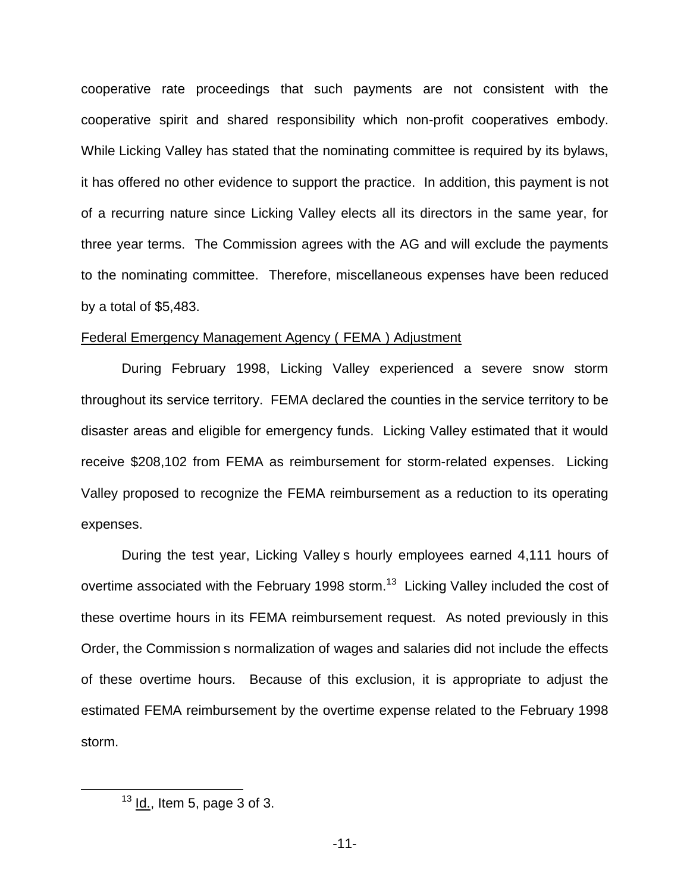cooperative rate proceedings that such payments are not consistent with the cooperative spirit and shared responsibility which non-profit cooperatives embody. While Licking Valley has stated that the nominating committee is required by its bylaws, it has offered no other evidence to support the practice. In addition, this payment is not of a recurring nature since Licking Valley elects all its directors in the same year, for three year terms. The Commission agrees with the AG and will exclude the payments to the nominating committee. Therefore, miscellaneous expenses have been reduced by a total of $5,483.

Federal Emergency Management Agency ( FEMA ) Adjustment

During February 1998, Licking Valley experienced a severe snow storm throughout its service territory. FEMA declared the counties in the service territory to be disaster areas and eligible for emergency funds. Licking Valley estimated that it would receive $208,102 from FEMA as reimbursement for storm-related expenses. Licking Valley proposed to recognize the FEMA reimbursement as a reduction to its operating expenses.

During the test year, Licking Valley s hourly employees earned 4,111 hours of overtime associated with the February 1998 storm.[13] Licking Valley included the cost of these overtime hours in its FEMA reimbursement request. As noted previously in this Order, the Commission s normalization of wages and salaries did not include the effects of these overtime hours. Because of this exclusion, it is appropriate to adjust the estimated FEMA reimbursement by the overtime expense related to the February 1998 storm.

[13] Id., Item 5, page 3 of 3.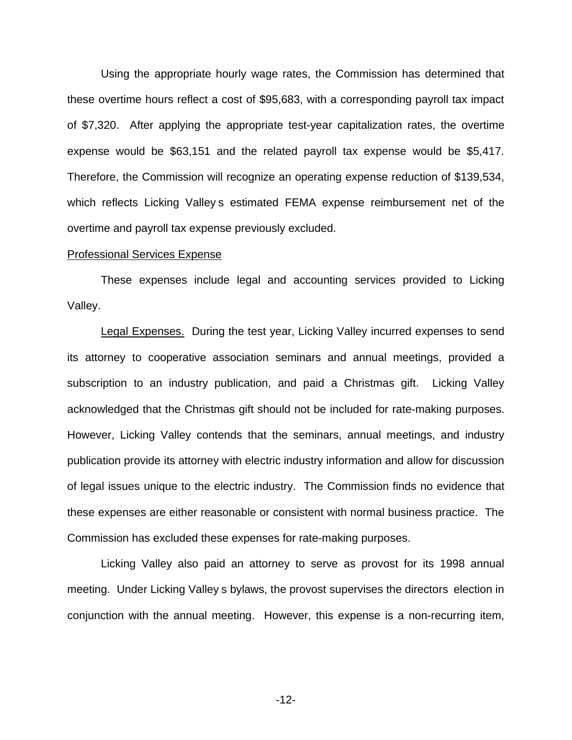Using the appropriate hourly wage rates, the Commission has determined that these overtime hours reflect a cost of $95,683, with a corresponding payroll tax impact of $7,320. After applying the appropriate test-year capitalization rates, the overtime expense would be $63,151 and the related payroll tax expense would be $5,417. Therefore, the Commission will recognize an operating expense reduction of $139,534, which reflects Licking Valley s estimated FEMA expense reimbursement net of the overtime and payroll tax expense previously excluded.

<u>Professional Services Expense</u>

These expenses include legal and accounting services provided to Licking Valley.

<u>Legal Expenses.</u> During the test year, Licking Valley incurred expenses to send its attorney to cooperative association seminars and annual meetings, provided a subscription to an industry publication, and paid a Christmas gift. Licking Valley acknowledged that the Christmas gift should not be included for rate-making purposes. However, Licking Valley contends that the seminars, annual meetings, and industry publication provide its attorney with electric industry information and allow for discussion of legal issues unique to the electric industry. The Commission finds no evidence that these expenses are either reasonable or consistent with normal business practice. The Commission has excluded these expenses for rate-making purposes.

Licking Valley also paid an attorney to serve as provost for its 1998 annual meeting. Under Licking Valley s bylaws, the provost supervises the directors election in conjunction with the annual meeting. However, this expense is a non-recurring item,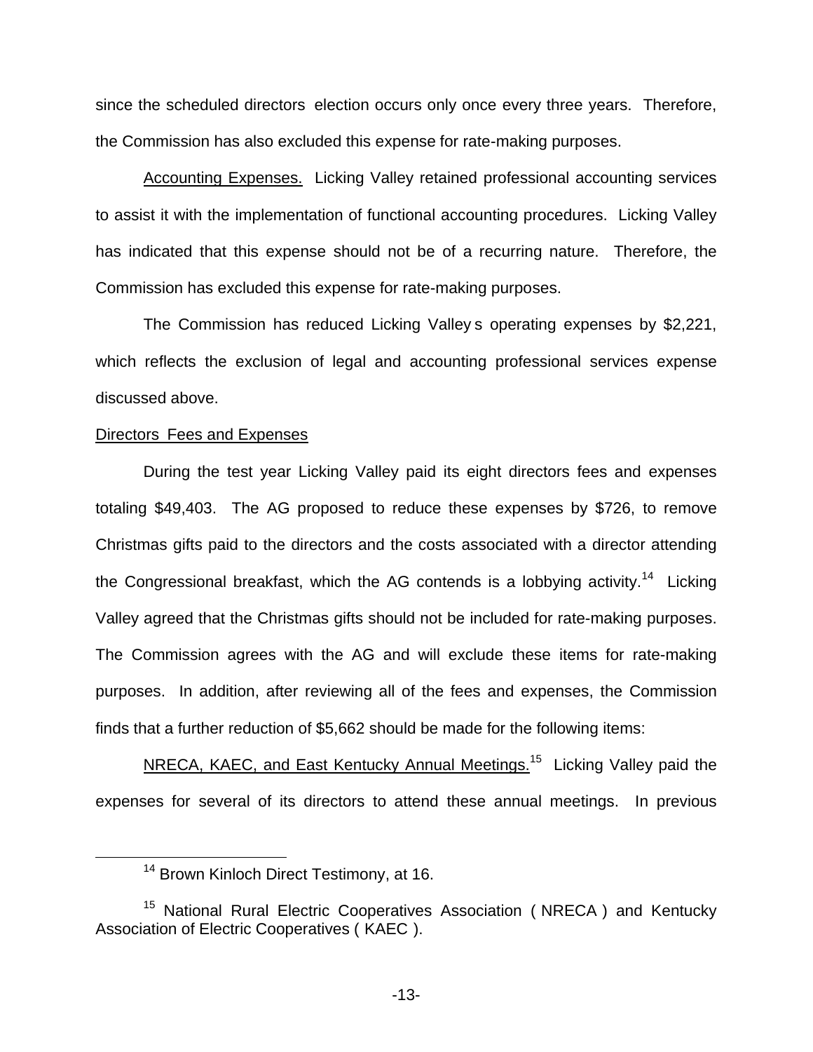since the scheduled directors election occurs only once every three years. Therefore, the Commission has also excluded this expense for rate-making purposes.

Accounting Expenses. Licking Valley retained professional accounting services to assist it with the implementation of functional accounting procedures. Licking Valley has indicated that this expense should not be of a recurring nature. Therefore, the Commission has excluded this expense for rate-making purposes.

The Commission has reduced Licking Valley s operating expenses by $2,221, which reflects the exclusion of legal and accounting professional services expense discussed above.

Directors Fees and Expenses

During the test year Licking Valley paid its eight directors fees and expenses totaling $49,403. The AG proposed to reduce these expenses by $726, to remove Christmas gifts paid to the directors and the costs associated with a director attending the Congressional breakfast, which the AG contends is a lobbying activity.[14] Licking Valley agreed that the Christmas gifts should not be included for rate-making purposes. The Commission agrees with the AG and will exclude these items for rate-making purposes. In addition, after reviewing all of the fees and expenses, the Commission finds that a further reduction of $5,662 should be made for the following items:

NRECA, KAEC, and East Kentucky Annual Meetings.[15] Licking Valley paid the expenses for several of its directors to attend these annual meetings. In previous

[14] Brown Kinloch Direct Testimony, at 16.

[15] National Rural Electric Cooperatives Association ( NRECA ) and Kentucky Association of Electric Cooperatives ( KAEC ).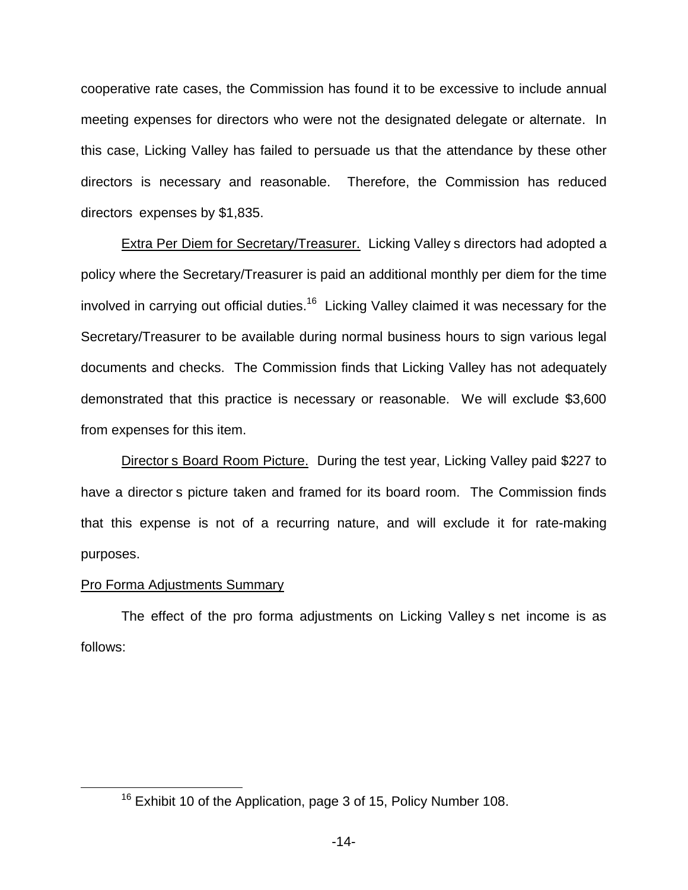cooperative rate cases, the Commission has found it to be excessive to include annual meeting expenses for directors who were not the designated delegate or alternate. In this case, Licking Valley has failed to persuade us that the attendance by these other directors is necessary and reasonable. Therefore, the Commission has reduced directors expenses by $1,835.

Extra Per Diem for Secretary/Treasurer. Licking Valley s directors had adopted a policy where the Secretary/Treasurer is paid an additional monthly per diem for the time involved in carrying out official duties.[16] Licking Valley claimed it was necessary for the Secretary/Treasurer to be available during normal business hours to sign various legal documents and checks. The Commission finds that Licking Valley has not adequately demonstrated that this practice is necessary or reasonable. We will exclude $3,600 from expenses for this item.

Director s Board Room Picture. During the test year, Licking Valley paid $227 to have a director s picture taken and framed for its board room. The Commission finds that this expense is not of a recurring nature, and will exclude it for rate-making purposes.

Pro Forma Adjustments Summary

The effect of the pro forma adjustments on Licking Valley s net income is as follows:

[16] Exhibit 10 of the Application, page 3 of 15, Policy Number 108.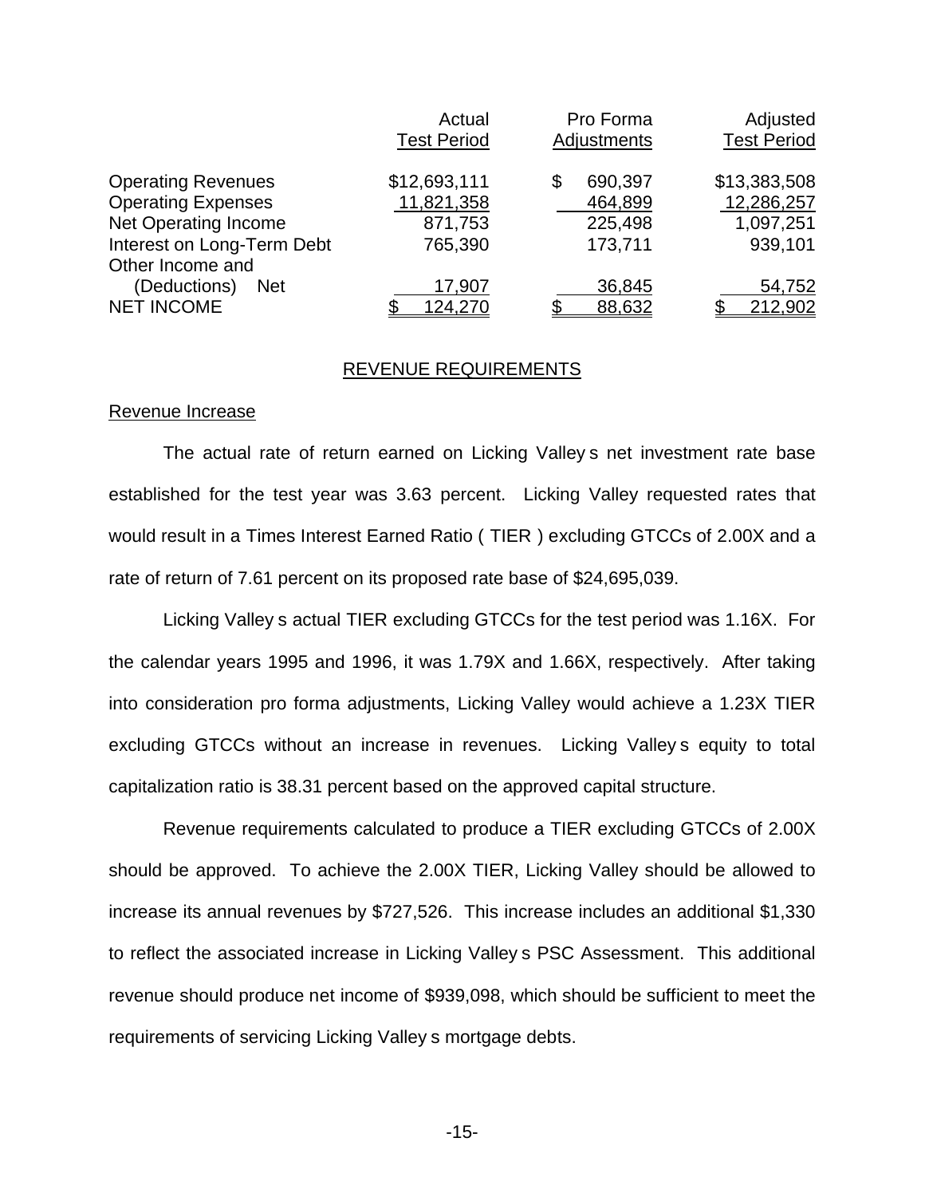| | Actual Test Period | Pro Forma Adjustments | Adjusted Test Period |
|---|---|---|---|
| Operating Revenues | $12,693,111 | $ 690,397 | $13,383,508 |
| Operating Expenses | 11,821,358 | 464,899 | 12,286,257 |
| Net Operating Income | 871,753 | 225,498 | 1,097,251 |
| Interest on Long-Term Debt | 765,390 | 173,711 | 939,101 |
| Other Income and (Deductions) Net | 17,907 | 36,845 | 54,752 |
| NET INCOME | $ 124,270 | $ 88,632 | $ 212,902 |

## REVENUE REQUIREMENTS

### Revenue Increase

The actual rate of return earned on Licking Valley s net investment rate base established for the test year was 3.63 percent. Licking Valley requested rates that would result in a Times Interest Earned Ratio ( TIER ) excluding GTCCs of 2.00X and a rate of return of 7.61 percent on its proposed rate base of $24,695,039.

Licking Valley s actual TIER excluding GTCCs for the test period was 1.16X. For the calendar years 1995 and 1996, it was 1.79X and 1.66X, respectively. After taking into consideration pro forma adjustments, Licking Valley would achieve a 1.23X TIER excluding GTCCs without an increase in revenues. Licking Valley s equity to total capitalization ratio is 38.31 percent based on the approved capital structure.

Revenue requirements calculated to produce a TIER excluding GTCCs of 2.00X should be approved. To achieve the 2.00X TIER, Licking Valley should be allowed to increase its annual revenues by $727,526. This increase includes an additional $1,330 to reflect the associated increase in Licking Valley s PSC Assessment. This additional revenue should produce net income of $939,098, which should be sufficient to meet the requirements of servicing Licking Valley s mortgage debts.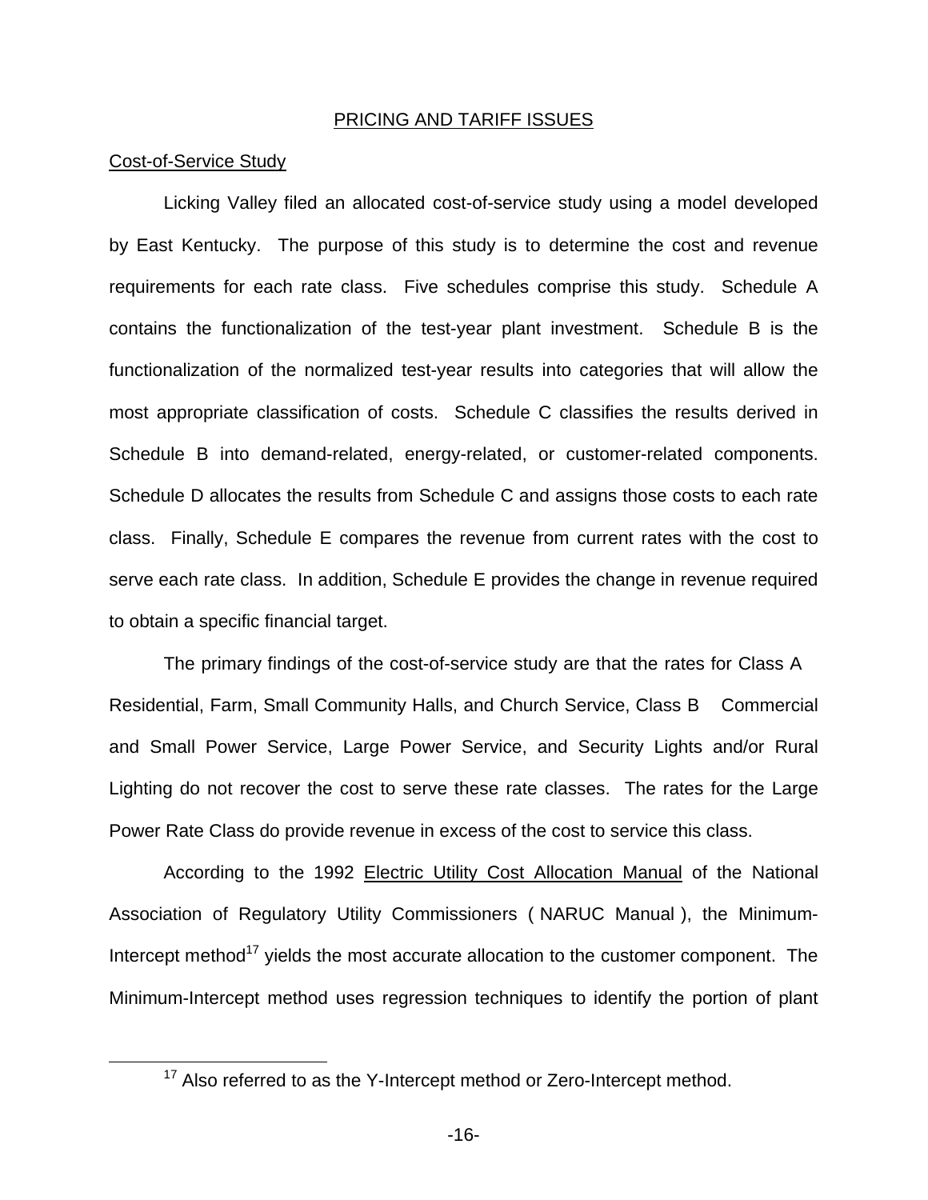## PRICING AND TARIFF ISSUES

### Cost-of-Service Study

Licking Valley filed an allocated cost-of-service study using a model developed by East Kentucky. The purpose of this study is to determine the cost and revenue requirements for each rate class. Five schedules comprise this study. Schedule A contains the functionalization of the test-year plant investment. Schedule B is the functionalization of the normalized test-year results into categories that will allow the most appropriate classification of costs. Schedule C classifies the results derived in Schedule B into demand-related, energy-related, or customer-related components. Schedule D allocates the results from Schedule C and assigns those costs to each rate class. Finally, Schedule E compares the revenue from current rates with the cost to serve each rate class. In addition, Schedule E provides the change in revenue required to obtain a specific financial target.

The primary findings of the cost-of-service study are that the rates for Class A Residential, Farm, Small Community Halls, and Church Service, Class B Commercial and Small Power Service, Large Power Service, and Security Lights and/or Rural Lighting do not recover the cost to serve these rate classes. The rates for the Large Power Rate Class do provide revenue in excess of the cost to service this class.

According to the 1992 Electric Utility Cost Allocation Manual of the National Association of Regulatory Utility Commissioners ( NARUC Manual ), the Minimum-Intercept method[17] yields the most accurate allocation to the customer component. The Minimum-Intercept method uses regression techniques to identify the portion of plant

[17] Also referred to as the Y-Intercept method or Zero-Intercept method.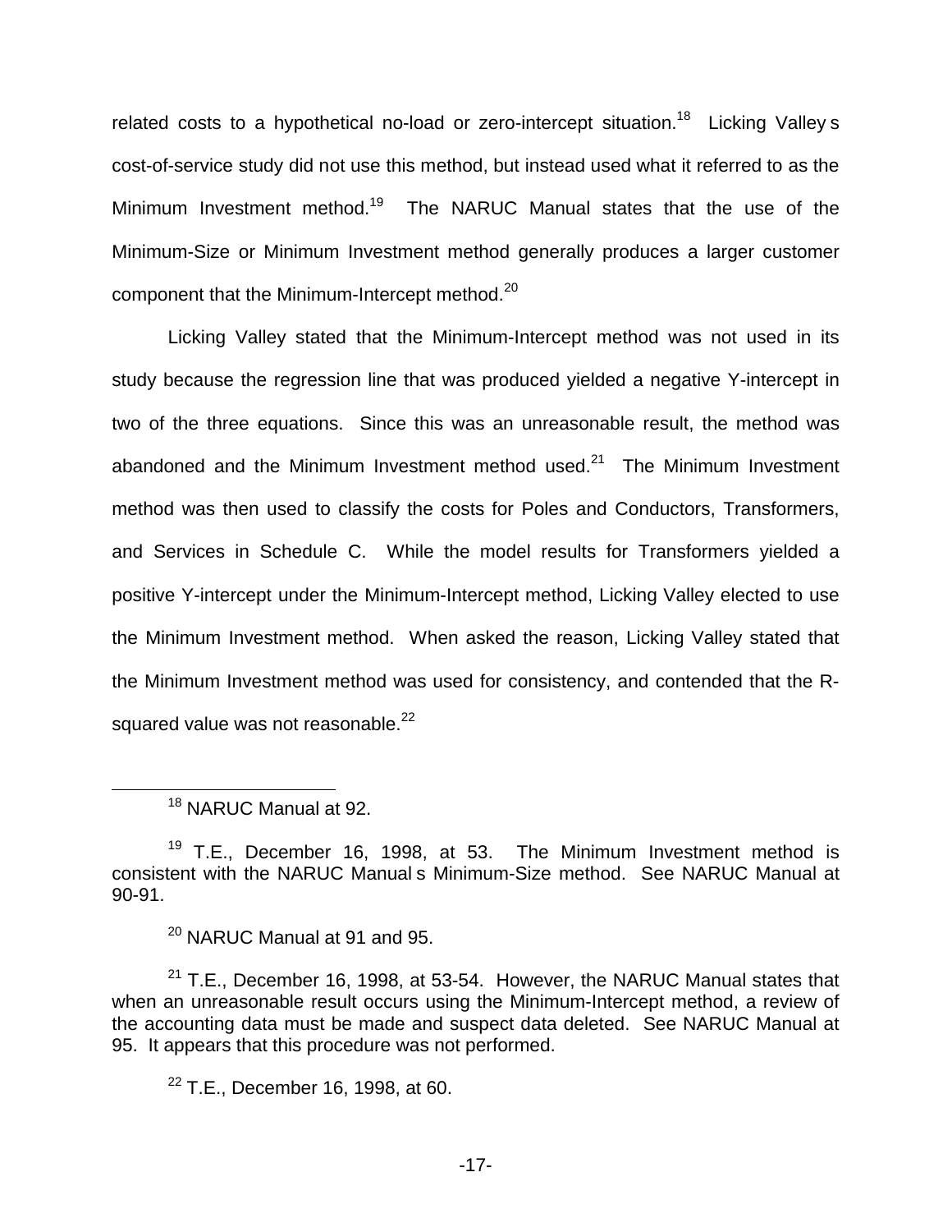related costs to a hypothetical no-load or zero-intercept situation.[18] Licking Valley s cost-of-service study did not use this method, but instead used what it referred to as the Minimum Investment method.[19] The NARUC Manual states that the use of the Minimum-Size or Minimum Investment method generally produces a larger customer component that the Minimum-Intercept method.[20]

Licking Valley stated that the Minimum-Intercept method was not used in its study because the regression line that was produced yielded a negative Y-intercept in two of the three equations. Since this was an unreasonable result, the method was abandoned and the Minimum Investment method used.[21] The Minimum Investment method was then used to classify the costs for Poles and Conductors, Transformers, and Services in Schedule C. While the model results for Transformers yielded a positive Y-intercept under the Minimum-Intercept method, Licking Valley elected to use the Minimum Investment method. When asked the reason, Licking Valley stated that the Minimum Investment method was used for consistency, and contended that the R-squared value was not reasonable.[22]

---

[18] NARUC Manual at 92.

[19] T.E., December 16, 1998, at 53. The Minimum Investment method is consistent with the NARUC Manual s Minimum-Size method. See NARUC Manual at 90-91.

[20] NARUC Manual at 91 and 95.

[21] T.E., December 16, 1998, at 53-54. However, the NARUC Manual states that when an unreasonable result occurs using the Minimum-Intercept method, a review of the accounting data must be made and suspect data deleted. See NARUC Manual at 95. It appears that this procedure was not performed.

[22] T.E., December 16, 1998, at 60.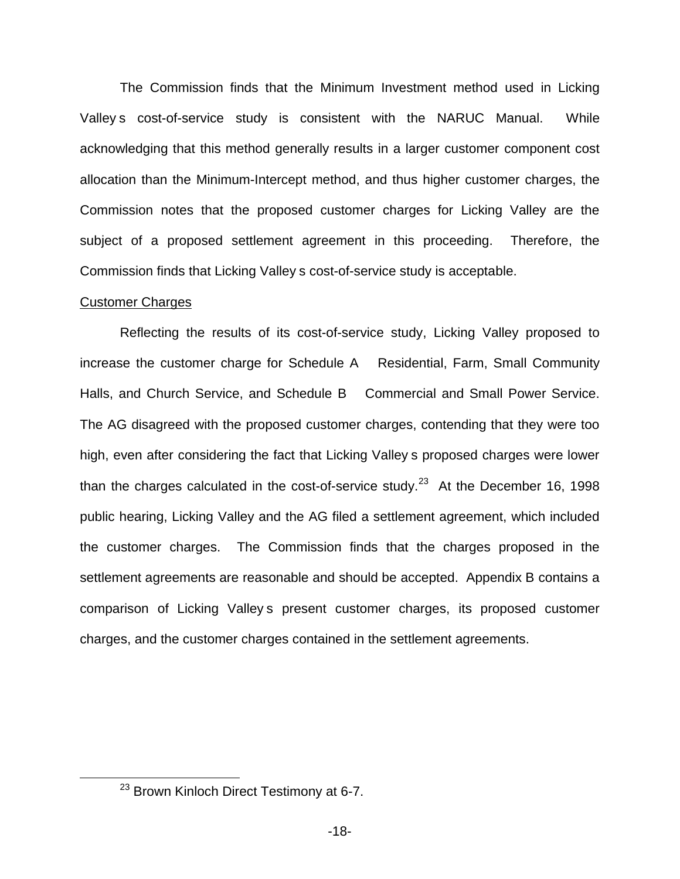The Commission finds that the Minimum Investment method used in Licking Valley s cost-of-service study is consistent with the NARUC Manual. While acknowledging that this method generally results in a larger customer component cost allocation than the Minimum-Intercept method, and thus higher customer charges, the Commission notes that the proposed customer charges for Licking Valley are the subject of a proposed settlement agreement in this proceeding. Therefore, the Commission finds that Licking Valley s cost-of-service study is acceptable.

Customer Charges

Reflecting the results of its cost-of-service study, Licking Valley proposed to increase the customer charge for Schedule A Residential, Farm, Small Community Halls, and Church Service, and Schedule B Commercial and Small Power Service. The AG disagreed with the proposed customer charges, contending that they were too high, even after considering the fact that Licking Valley s proposed charges were lower than the charges calculated in the cost-of-service study.[23] At the December 16, 1998 public hearing, Licking Valley and the AG filed a settlement agreement, which included the customer charges. The Commission finds that the charges proposed in the settlement agreements are reasonable and should be accepted. Appendix B contains a comparison of Licking Valley s present customer charges, its proposed customer charges, and the customer charges contained in the settlement agreements.

[23] Brown Kinloch Direct Testimony at 6-7.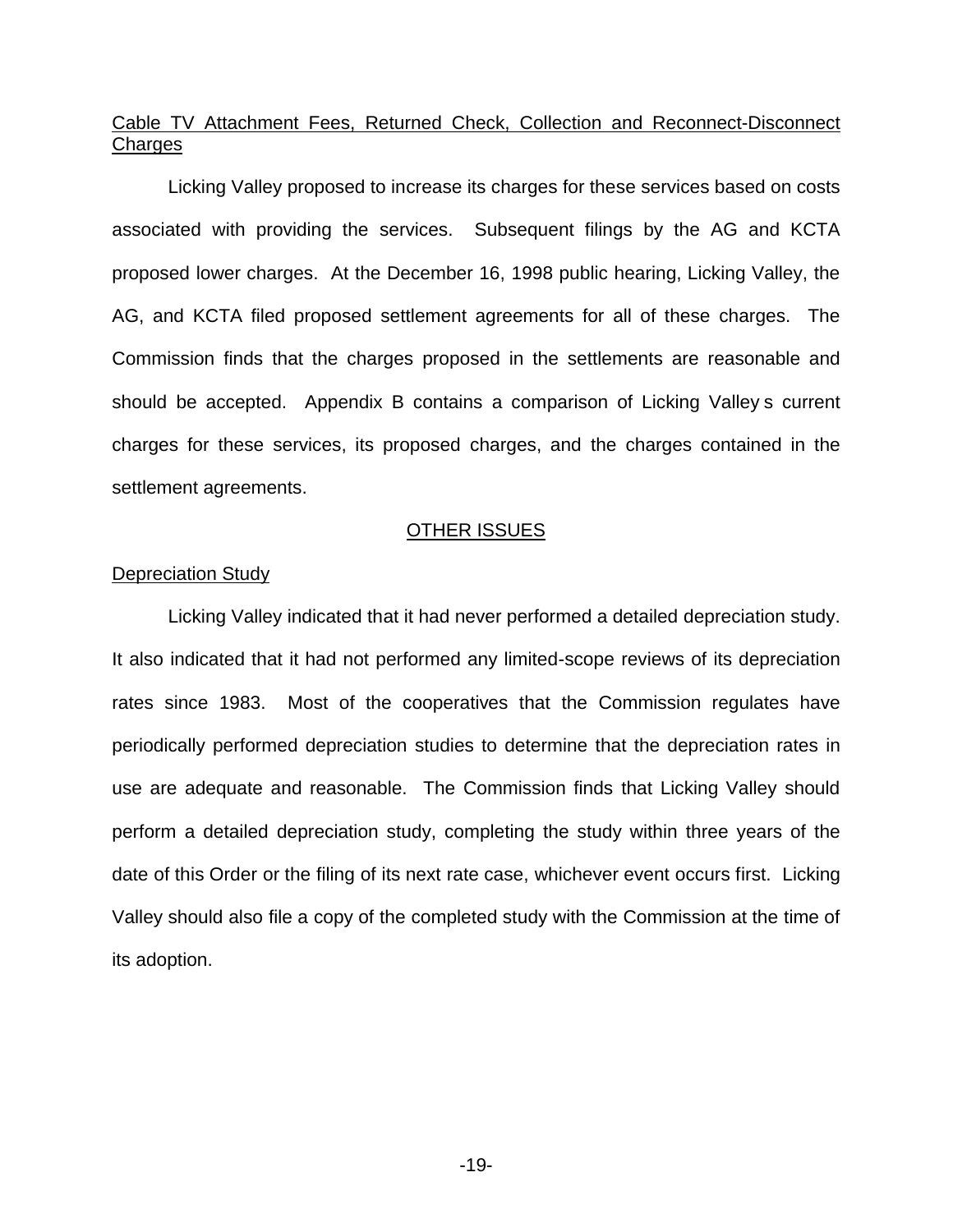Cable TV Attachment Fees, Returned Check, Collection and Reconnect-Disconnect Charges

Licking Valley proposed to increase its charges for these services based on costs associated with providing the services. Subsequent filings by the AG and KCTA proposed lower charges. At the December 16, 1998 public hearing, Licking Valley, the AG, and KCTA filed proposed settlement agreements for all of these charges. The Commission finds that the charges proposed in the settlements are reasonable and should be accepted. Appendix B contains a comparison of Licking Valley s current charges for these services, its proposed charges, and the charges contained in the settlement agreements.

## OTHER ISSUES

Depreciation Study

Licking Valley indicated that it had never performed a detailed depreciation study. It also indicated that it had not performed any limited-scope reviews of its depreciation rates since 1983. Most of the cooperatives that the Commission regulates have periodically performed depreciation studies to determine that the depreciation rates in use are adequate and reasonable. The Commission finds that Licking Valley should perform a detailed depreciation study, completing the study within three years of the date of this Order or the filing of its next rate case, whichever event occurs first. Licking Valley should also file a copy of the completed study with the Commission at the time of its adoption.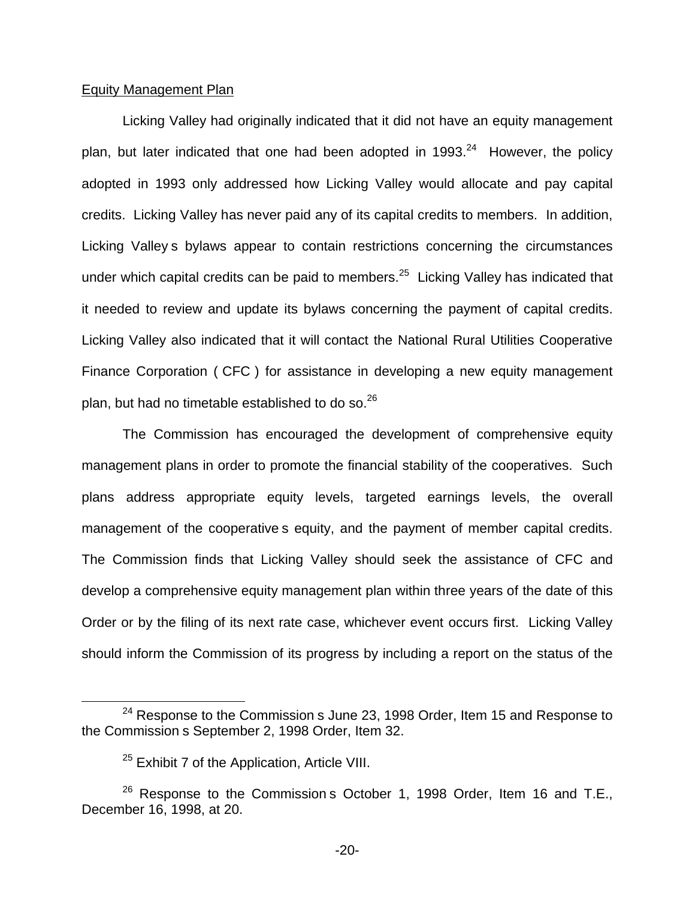Equity Management Plan

Licking Valley had originally indicated that it did not have an equity management plan, but later indicated that one had been adopted in 1993.[24] However, the policy adopted in 1993 only addressed how Licking Valley would allocate and pay capital credits. Licking Valley has never paid any of its capital credits to members. In addition, Licking Valley s bylaws appear to contain restrictions concerning the circumstances under which capital credits can be paid to members.[25] Licking Valley has indicated that it needed to review and update its bylaws concerning the payment of capital credits. Licking Valley also indicated that it will contact the National Rural Utilities Cooperative Finance Corporation ( CFC ) for assistance in developing a new equity management plan, but had no timetable established to do so.[26]

The Commission has encouraged the development of comprehensive equity management plans in order to promote the financial stability of the cooperatives. Such plans address appropriate equity levels, targeted earnings levels, the overall management of the cooperative s equity, and the payment of member capital credits. The Commission finds that Licking Valley should seek the assistance of CFC and develop a comprehensive equity management plan within three years of the date of this Order or by the filing of its next rate case, whichever event occurs first. Licking Valley should inform the Commission of its progress by including a report on the status of the

---

[24] Response to the Commission s June 23, 1998 Order, Item 15 and Response to the Commission s September 2, 1998 Order, Item 32.

[25] Exhibit 7 of the Application, Article VIII.

[26] Response to the Commission s October 1, 1998 Order, Item 16 and T.E., December 16, 1998, at 20.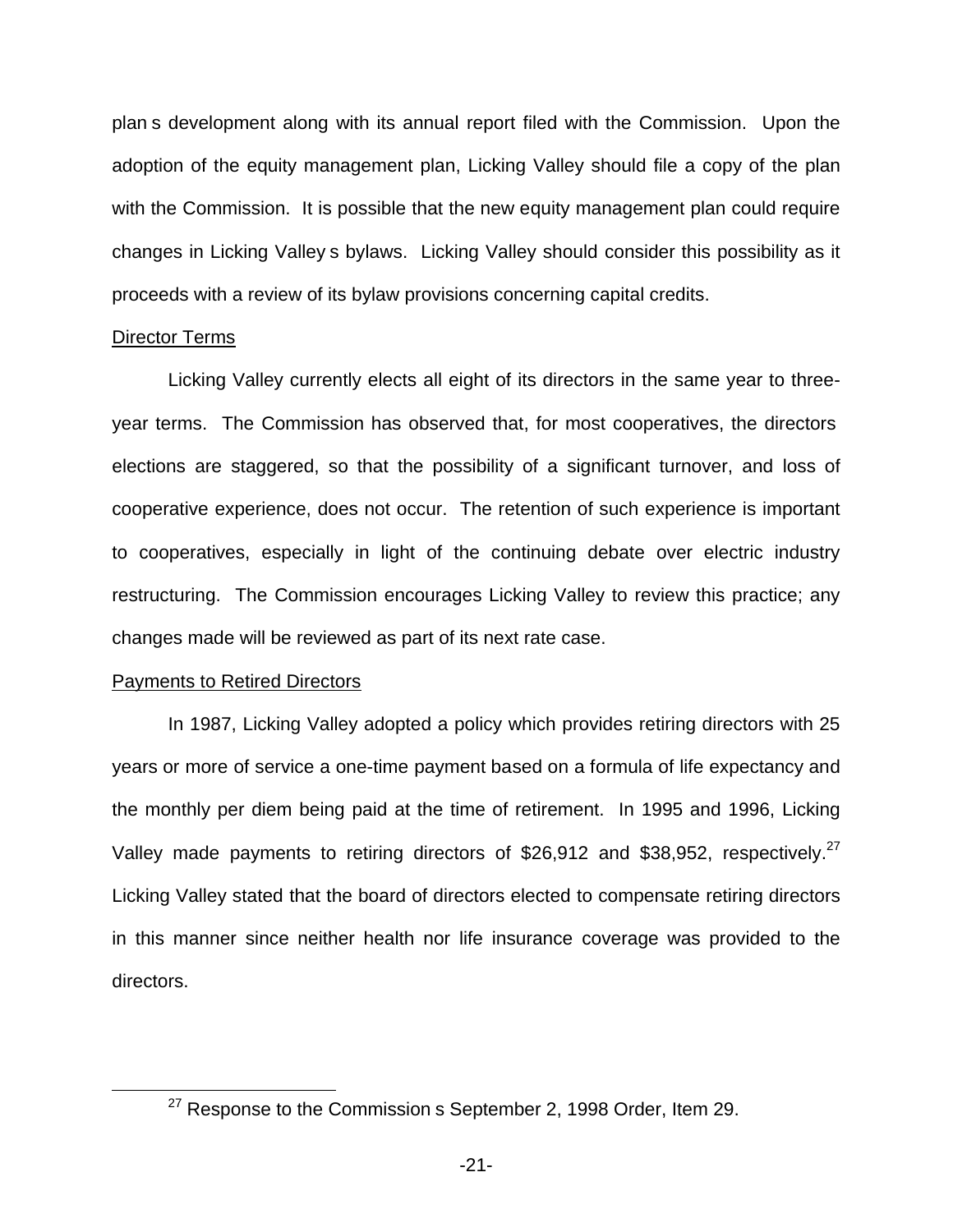plan s development along with its annual report filed with the Commission. Upon the adoption of the equity management plan, Licking Valley should file a copy of the plan with the Commission. It is possible that the new equity management plan could require changes in Licking Valley s bylaws. Licking Valley should consider this possibility as it proceeds with a review of its bylaw provisions concerning capital credits.

<u>Director Terms</u>

Licking Valley currently elects all eight of its directors in the same year to three-year terms. The Commission has observed that, for most cooperatives, the directors elections are staggered, so that the possibility of a significant turnover, and loss of cooperative experience, does not occur. The retention of such experience is important to cooperatives, especially in light of the continuing debate over electric industry restructuring. The Commission encourages Licking Valley to review this practice; any changes made will be reviewed as part of its next rate case.

<u>Payments to Retired Directors</u>

In 1987, Licking Valley adopted a policy which provides retiring directors with 25 years or more of service a one-time payment based on a formula of life expectancy and the monthly per diem being paid at the time of retirement. In 1995 and 1996, Licking Valley made payments to retiring directors of $26,912 and $38,952, respectively.[27] Licking Valley stated that the board of directors elected to compensate retiring directors in this manner since neither health nor life insurance coverage was provided to the directors.

[27] Response to the Commission s September 2, 1998 Order, Item 29.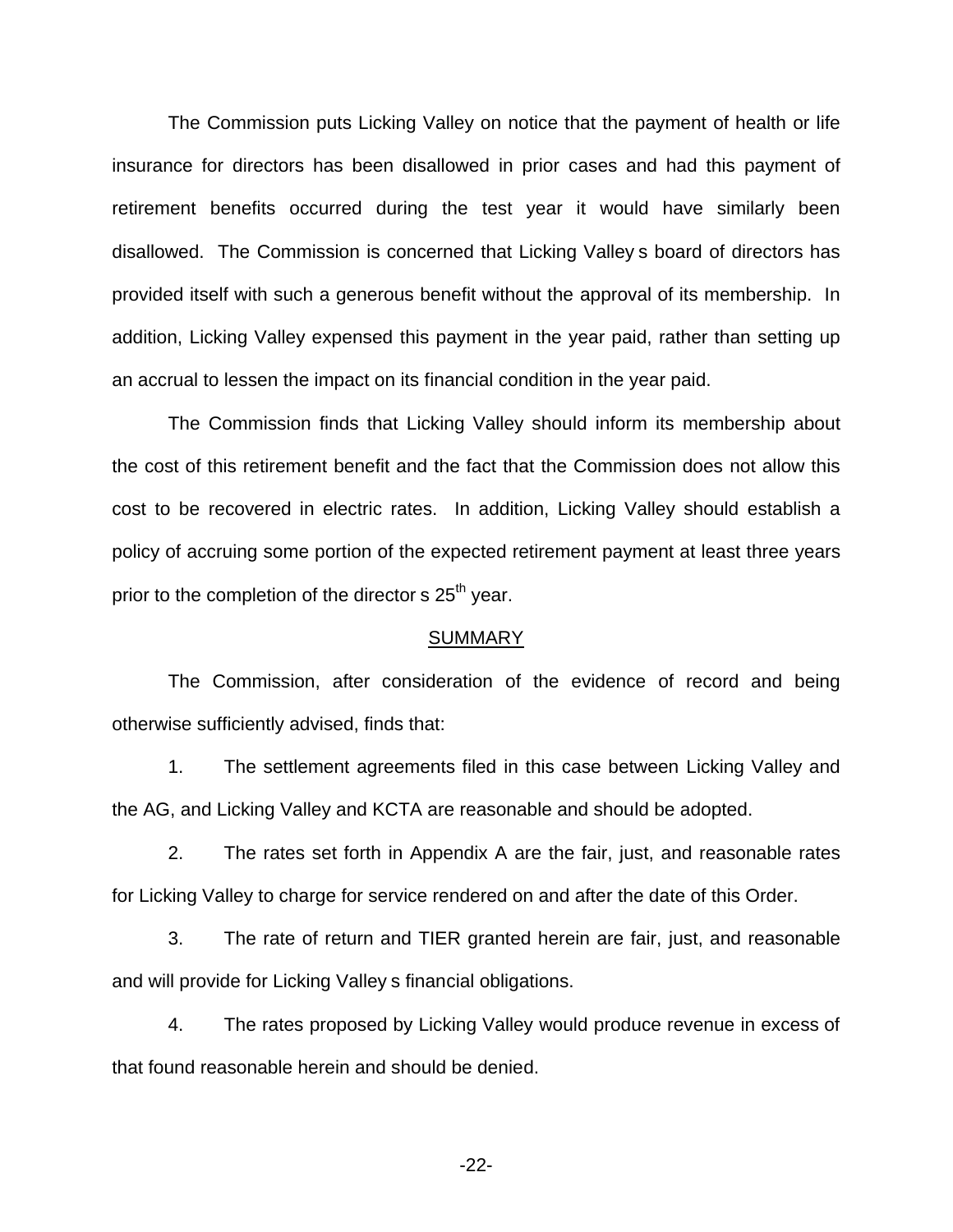The Commission puts Licking Valley on notice that the payment of health or life insurance for directors has been disallowed in prior cases and had this payment of retirement benefits occurred during the test year it would have similarly been disallowed. The Commission is concerned that Licking Valley s board of directors has provided itself with such a generous benefit without the approval of its membership. In addition, Licking Valley expensed this payment in the year paid, rather than setting up an accrual to lessen the impact on its financial condition in the year paid.

The Commission finds that Licking Valley should inform its membership about the cost of this retirement benefit and the fact that the Commission does not allow this cost to be recovered in electric rates. In addition, Licking Valley should establish a policy of accruing some portion of the expected retirement payment at least three years prior to the completion of the director s 25th year.

## SUMMARY

The Commission, after consideration of the evidence of record and being otherwise sufficiently advised, finds that:

1. The settlement agreements filed in this case between Licking Valley and the AG, and Licking Valley and KCTA are reasonable and should be adopted.

2. The rates set forth in Appendix A are the fair, just, and reasonable rates for Licking Valley to charge for service rendered on and after the date of this Order.

3. The rate of return and TIER granted herein are fair, just, and reasonable and will provide for Licking Valley s financial obligations.

4. The rates proposed by Licking Valley would produce revenue in excess of that found reasonable herein and should be denied.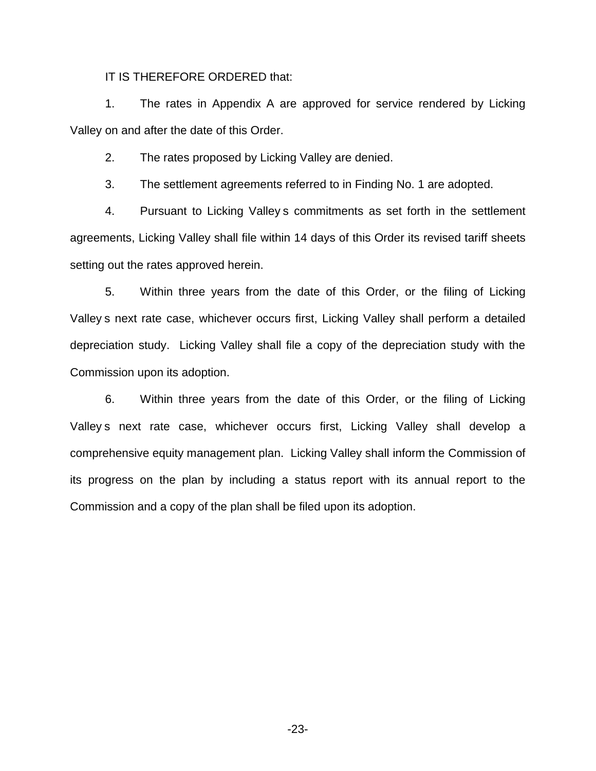IT IS THEREFORE ORDERED that:

1. The rates in Appendix A are approved for service rendered by Licking Valley on and after the date of this Order.

2. The rates proposed by Licking Valley are denied.

3. The settlement agreements referred to in Finding No. 1 are adopted.

4. Pursuant to Licking Valley s commitments as set forth in the settlement agreements, Licking Valley shall file within 14 days of this Order its revised tariff sheets setting out the rates approved herein.

5. Within three years from the date of this Order, or the filing of Licking Valley s next rate case, whichever occurs first, Licking Valley shall perform a detailed depreciation study. Licking Valley shall file a copy of the depreciation study with the Commission upon its adoption.

6. Within three years from the date of this Order, or the filing of Licking Valley s next rate case, whichever occurs first, Licking Valley shall develop a comprehensive equity management plan. Licking Valley shall inform the Commission of its progress on the plan by including a status report with its annual report to the Commission and a copy of the plan shall be filed upon its adoption.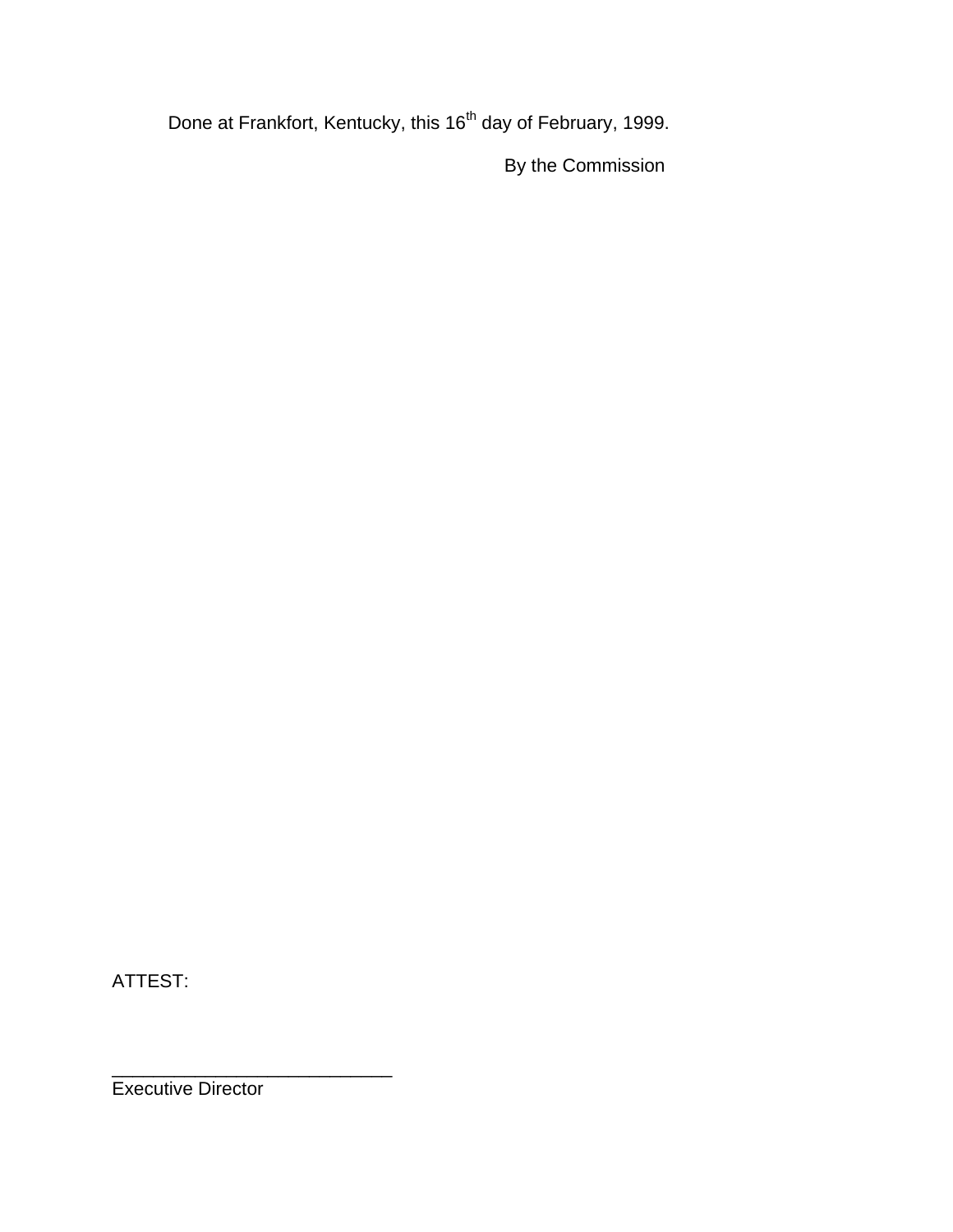Done at Frankfort, Kentucky, this 16th day of February, 1999.

By the Commission

ATTEST:

___________________________
Executive Director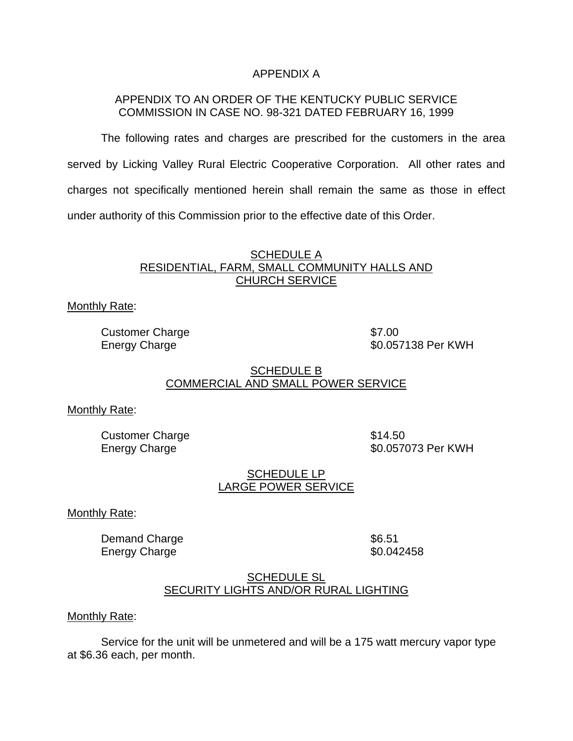# APPENDIX A

## APPENDIX TO AN ORDER OF THE KENTUCKY PUBLIC SERVICE COMMISSION IN CASE NO. 98-321 DATED FEBRUARY 16, 1999

The following rates and charges are prescribed for the customers in the area served by Licking Valley Rural Electric Cooperative Corporation. All other rates and charges not specifically mentioned herein shall remain the same as those in effect under authority of this Commission prior to the effective date of this Order.

### SCHEDULE A
### RESIDENTIAL, FARM, SMALL COMMUNITY HALLS AND CHURCH SERVICE

Monthly Rate:

| | |
|---|---|
| Customer Charge | $7.00 |
| Energy Charge | $0.057138 Per KWH |

### SCHEDULE B
### COMMERCIAL AND SMALL POWER SERVICE

Monthly Rate:

| | |
|---|---|
| Customer Charge | $14.50 |
| Energy Charge | $0.057073 Per KWH |

### SCHEDULE LP
### LARGE POWER SERVICE

Monthly Rate:

| | |
|---|---|
| Demand Charge | $6.51 |
| Energy Charge | $0.042458 |

### SCHEDULE SL
### SECURITY LIGHTS AND/OR RURAL LIGHTING

Monthly Rate:

Service for the unit will be unmetered and will be a 175 watt mercury vapor type at $6.36 each, per month.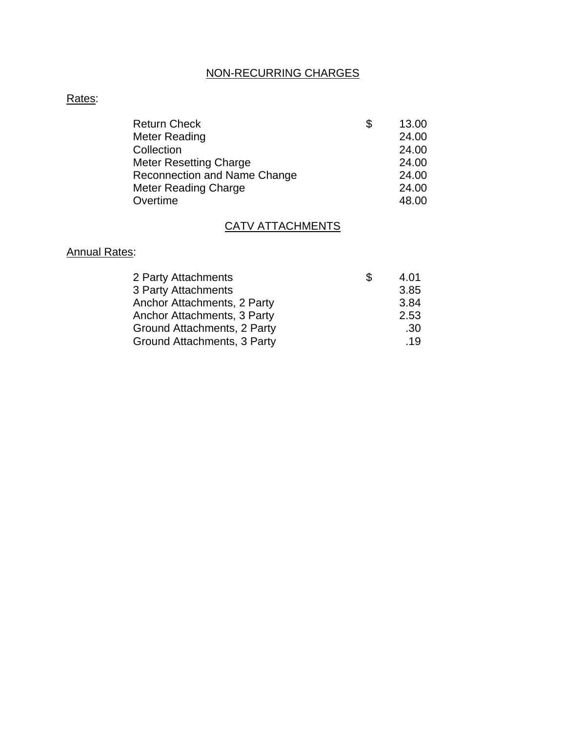## NON-RECURRING CHARGES

Rates:

| | | |
|---|---|---|
| Return Check | $ | 13.00 |
| Meter Reading | | 24.00 |
| Collection | | 24.00 |
| Meter Resetting Charge | | 24.00 |
| Reconnection and Name Change | | 24.00 |
| Meter Reading Charge | | 24.00 |
| Overtime | | 48.00 |

## CATV ATTACHMENTS

Annual Rates:

| | | |
|---|---|---|
| 2 Party Attachments | $ | 4.01 |
| 3 Party Attachments | | 3.85 |
| Anchor Attachments, 2 Party | | 3.84 |
| Anchor Attachments, 3 Party | | 2.53 |
| Ground Attachments, 2 Party | | .30 |
| Ground Attachments, 3 Party | | .19 |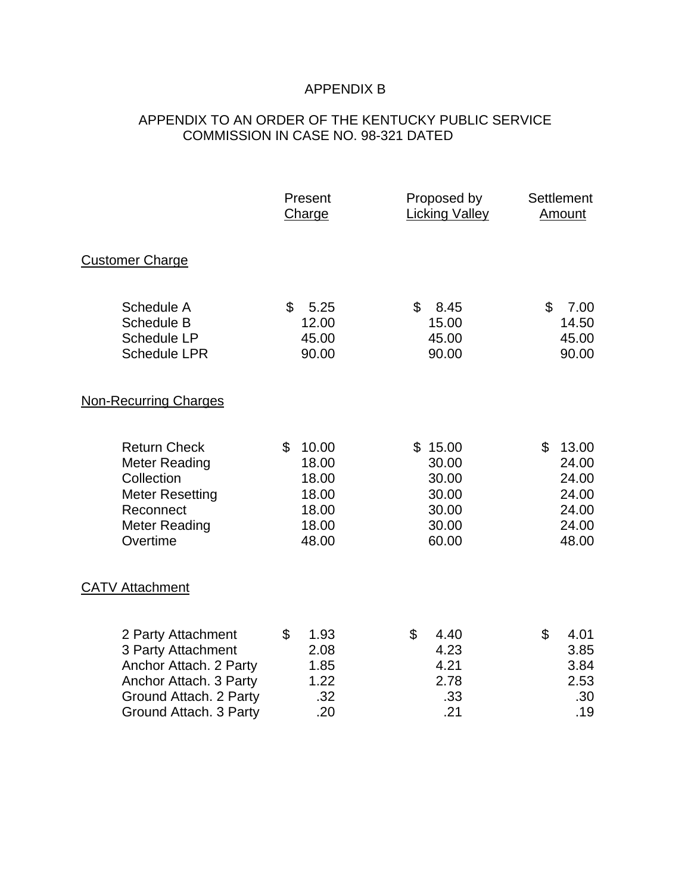APPENDIX B

APPENDIX TO AN ORDER OF THE KENTUCKY PUBLIC SERVICE COMMISSION IN CASE NO. 98-321 DATED

| | Present Charge | Proposed by Licking Valley | Settlement Amount |
|---|---|---|---|
| **Customer Charge** | | | |
| Schedule A | $ 5.25 | $ 8.45 | $ 7.00 |
| Schedule B | 12.00 | 15.00 | 14.50 |
| Schedule LP | 45.00 | 45.00 | 45.00 |
| Schedule LPR | 90.00 | 90.00 | 90.00 |
| **Non-Recurring Charges** | | | |
| Return Check | $ 10.00 | $ 15.00 | $ 13.00 |
| Meter Reading | 18.00 | 30.00 | 24.00 |
| Collection | 18.00 | 30.00 | 24.00 |
| Meter Resetting | 18.00 | 30.00 | 24.00 |
| Reconnect | 18.00 | 30.00 | 24.00 |
| Meter Reading | 18.00 | 30.00 | 24.00 |
| Overtime | 48.00 | 60.00 | 48.00 |
| **CATV Attachment** | | | |
| 2 Party Attachment | $ 1.93 | $ 4.40 | $ 4.01 |
| 3 Party Attachment | 2.08 | 4.23 | 3.85 |
| Anchor Attach. 2 Party | 1.85 | 4.21 | 3.84 |
| Anchor Attach. 3 Party | 1.22 | 2.78 | 2.53 |
| Ground Attach. 2 Party | .32 | .33 | .30 |
| Ground Attach. 3 Party | .20 | .21 | .19 |